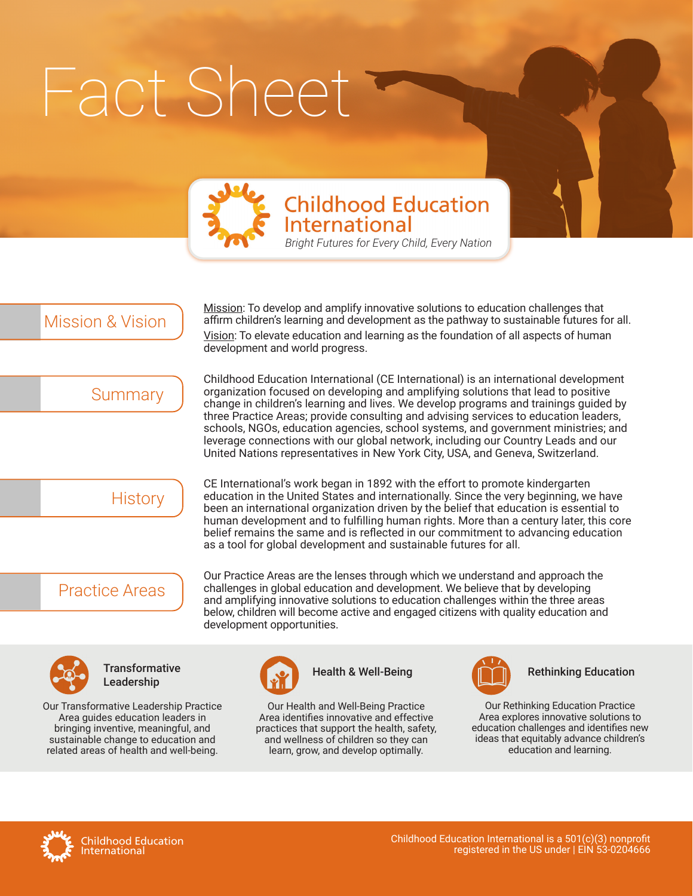# Fact Sheet

## Childhood Education International

*Bright Futures for Every Child, Every Nation*

## Mission & Vision

Mission: To develop and amplify innovative solutions to education challenges that affirm children's learning and development as the pathway to sustainable futures for all.

Vision: To elevate education and learning as the foundation of all aspects of human development and world progress.

## Summary

Childhood Education International (CE International) is an international development organization focused on developing and amplifying solutions that lead to positive change in children's learning and lives. We develop programs and trainings guided by three Practice Areas; provide consulting and advising services to education leaders, schools, NGOs, education agencies, school systems, and government ministries; and leverage connections with our global network, including our Country Leads and our United Nations representatives in New York City, USA, and Geneva, Switzerland.

## History

CE International's work began in 1892 with the effort to promote kindergarten education in the United States and internationally. Since the very beginning, we have been an international organization driven by the belief that education is essential to human development and to fulfilling human rights. More than a century later, this core belief remains the same and is reflected in our commitment to advancing education as a tool for global development and sustainable futures for all.

## Practice Areas

Our Practice Areas are the lenses through which we understand and approach the challenges in global education and development. We believe that by developing and amplifying innovative solutions to education challenges within the three areas below, children will become active and engaged citizens with quality education and development opportunities.

### Transformative Leadership

Our Transformative Leadership Practice Area guides education leaders in bringing inventive, meaningful, and sustainable change to education and related areas of health and well-being.

### Health & Well-Being

Our Health and Well-Being Practice Area identifies innovative and effective practices that support the health, safety, and wellness of children so they can learn, grow, and develop optimally.

### Rethinking Education

Our Rethinking Education Practice Area explores innovative solutions to education challenges and identifies new ideas that equitably advance children's education and learning.

Childhood Education International

Childhood Education International is a 501(c)(3) nonprofit registered in the US under | EIN 53-0204666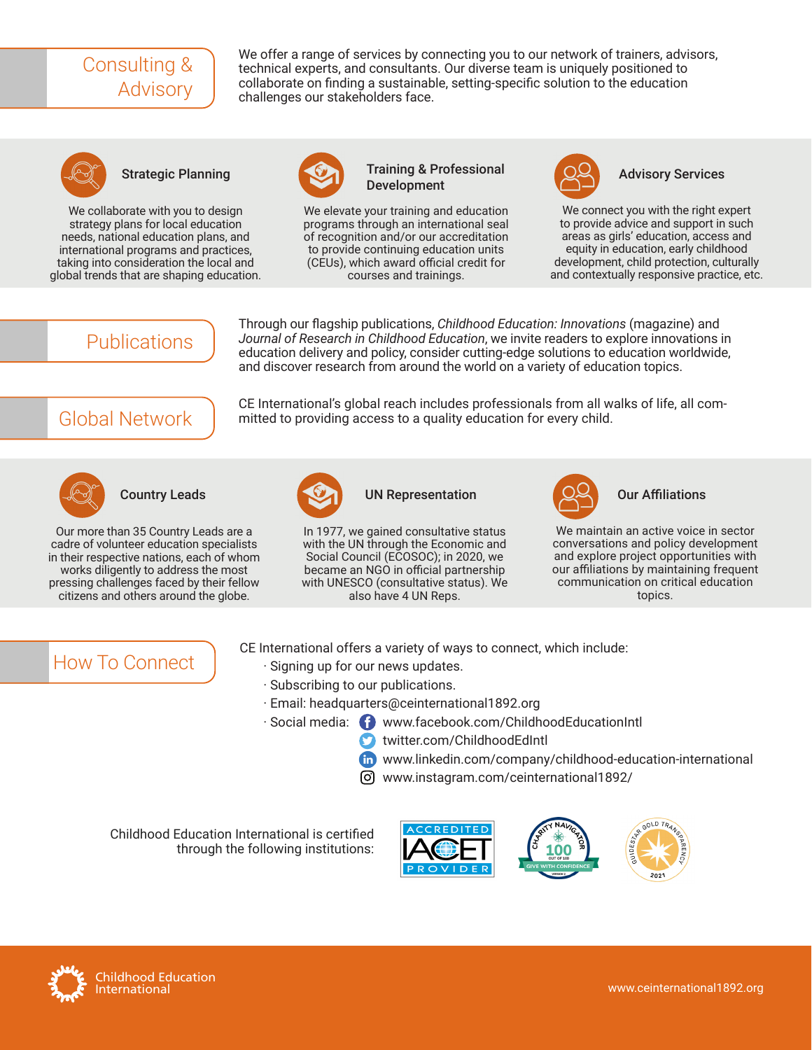## Consulting & Advisory

We offer a range of services by connecting you to our network of trainers, advisors, technical experts, and consultants. Our diverse team is uniquely positioned to collaborate on finding a sustainable, setting-specific solution to the education challenges our stakeholders face.

### Strategic Planning

We collaborate with you to design strategy plans for local education needs, national education plans, and international programs and practices, taking into consideration the local and global trends that are shaping education.

### Training & Professional Development

We elevate your training and education programs through an international seal of recognition and/or our accreditation to provide continuing education units (CEUs), which award official credit for courses and trainings.

### Advisory Services

We connect you with the right expert to provide advice and support in such areas as girls' education, access and equity in education, early childhood development, child protection, culturally and contextually responsive practice, etc.

## Publications

Through our flagship publications, *Childhood Education: Innovations* (magazine) and *Journal of Research in Childhood Education*, we invite readers to explore innovations in education delivery and policy, consider cutting-edge solutions to education worldwide, and discover research from around the world on a variety of education topics.

## Global Network

CE International's global reach includes professionals from all walks of life, all committed to providing access to a quality education for every child.

### Country Leads

Our more than 35 Country Leads are a cadre of volunteer education specialists in their respective nations, each of whom works diligently to address the most pressing challenges faced by their fellow citizens and others around the globe.

### UN Representation

In 1977, we gained consultative status with the UN through the Economic and Social Council (ECOSOC); in 2020, we became an NGO in official partnership with UNESCO (consultative status). We also have 4 UN Reps.

### Our Affiliations

We maintain an active voice in sector conversations and policy development and explore project opportunities with our affiliations by maintaining frequent communication on critical education topics.

## How To Connect

CE International offers a variety of ways to connect, which include:

- Signing up for our news updates.
- Subscribing to our publications.
- Email: headquarters@ceinternational1892.org
- Social media:
  - www.facebook.com/ChildhoodEducationIntl
  - twitter.com/ChildhoodEdIntl
  - www.linkedin.com/company/childhood-education-international
  - www.instagram.com/ceinternational1892/

Childhood Education International is certified through the following institutions:

ACCREDITED IACET PROVIDER

CHARITY NAVIGATOR 100 OUT OF 100 GIVE WITH CONFIDENCE

GUIDESTAR GOLD TRANSPARENCY 2021

Childhood Education International

www.ceinternational1892.org